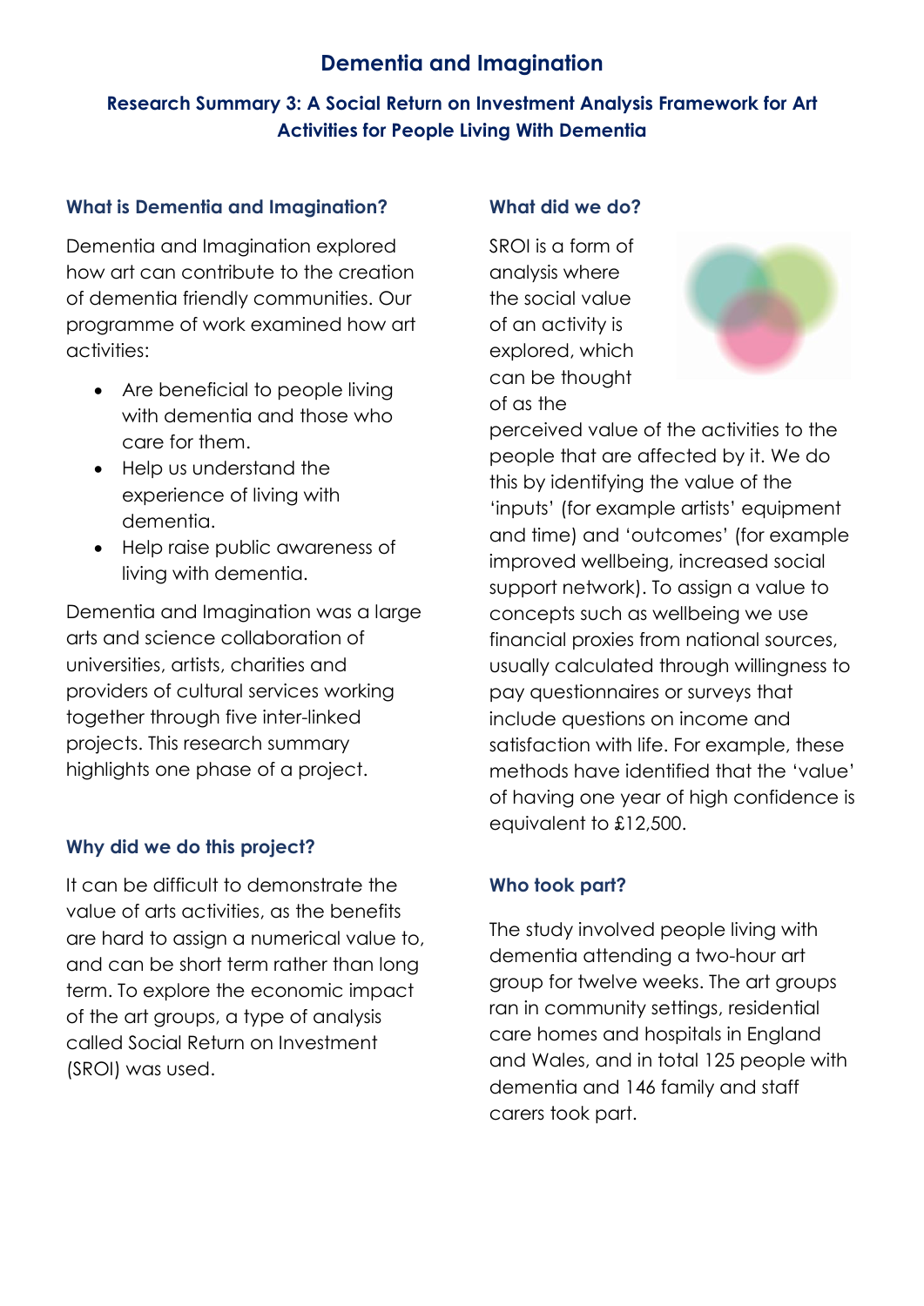# Dementia and Imagination

## Research Summary 3: A Social Return on Investment Analysis Framework for Art Activities for People Living With Dementia

### What is Dementia and Imagination?

Dementia and Imagination explored how art can contribute to the creation of dementia friendly communities. Our programme of work examined how art activities:

- Are beneficial to people living with dementia and those who care for them.
- Help us understand the experience of living with dementia.
- Help raise public awareness of living with dementia.

Dementia and Imagination was a large arts and science collaboration of universities, artists, charities and providers of cultural services working together through five inter-linked projects. This research summary highlights one phase of a project.

### Why did we do this project?

It can be difficult to demonstrate the value of arts activities, as the benefits are hard to assign a numerical value to, and can be short term rather than long term. To explore the economic impact of the art groups, a type of analysis called Social Return on Investment (SROI) was used.

### What did we do?

SROI is a form of analysis where the social value of an activity is explored, which can be thought of as the perceived value of the activities to the people that are affected by it. We do this by identifying the value of the 'inputs' (for example artists' equipment and time) and 'outcomes' (for example improved wellbeing, increased social support network). To assign a value to concepts such as wellbeing we use financial proxies from national sources, usually calculated through willingness to pay questionnaires or surveys that include questions on income and satisfaction with life. For example, these methods have identified that the 'value' of having one year of high confidence is equivalent to £12,500.

### Who took part?

The study involved people living with dementia attending a two-hour art group for twelve weeks. The art groups ran in community settings, residential care homes and hospitals in England and Wales, and in total 125 people with dementia and 146 family and staff carers took part.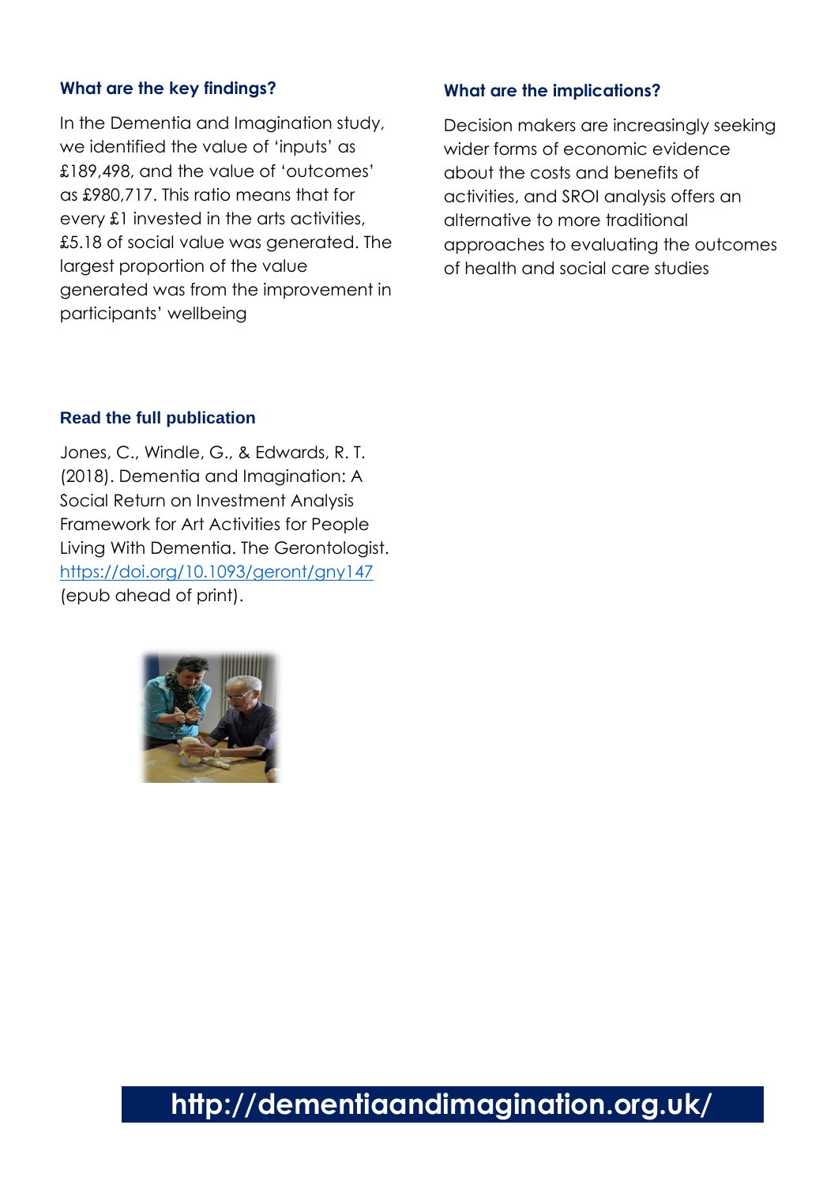### What are the key findings?

In the Dementia and Imagination study, we identified the value of 'inputs' as £189,498, and the value of 'outcomes' as £980,717. This ratio means that for every £1 invested in the arts activities, £5.18 of social value was generated. The largest proportion of the value generated was from the improvement in participants' wellbeing

### What are the implications?

Decision makers are increasingly seeking wider forms of economic evidence about the costs and benefits of activities, and SROI analysis offers an alternative to more traditional approaches to evaluating the outcomes of health and social care studies

### Read the full publication

Jones, C., Windle, G., & Edwards, R. T. (2018). Dementia and Imagination: A Social Return on Investment Analysis Framework for Art Activities for People Living With Dementia. The Gerontologist. https://doi.org/10.1093/geront/gny147 (epub ahead of print).

**http://dementiaandimagination.org.uk/**